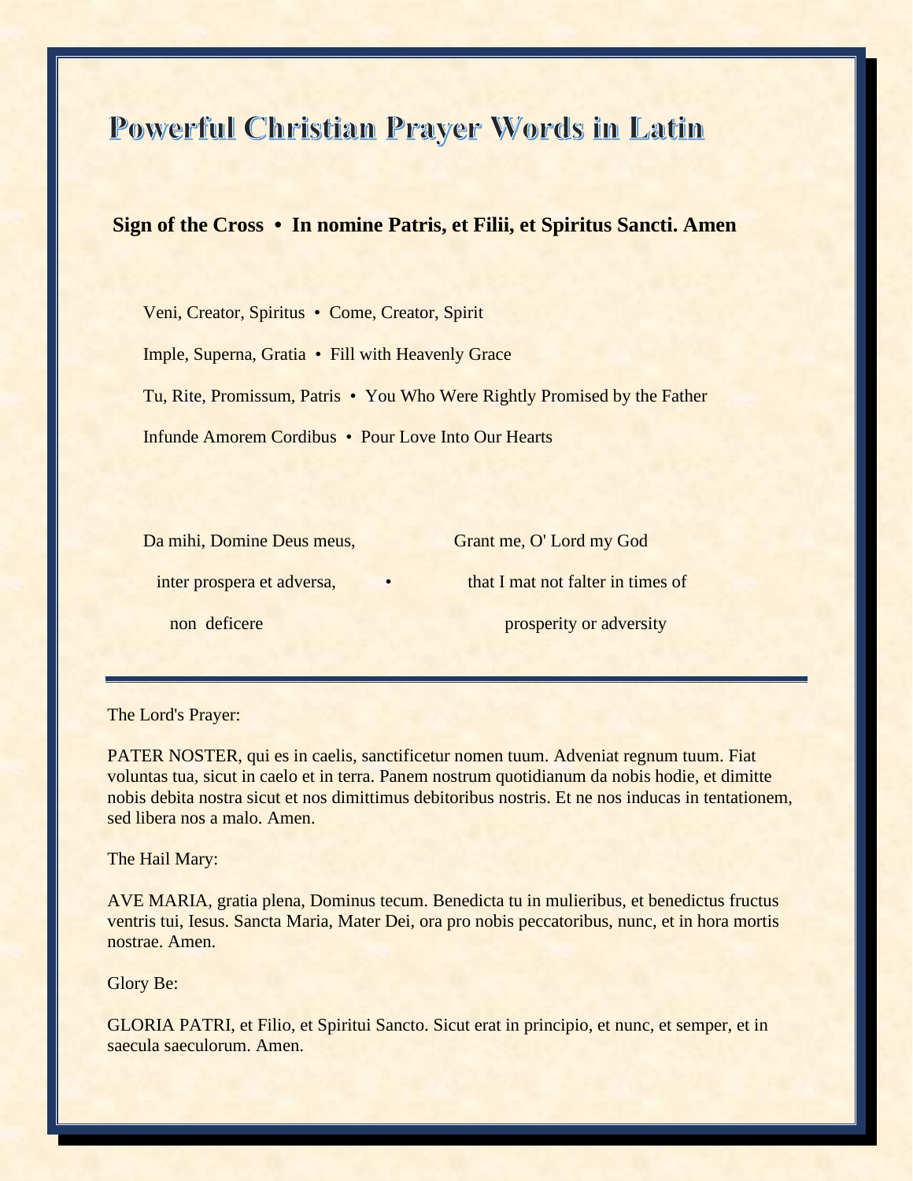# Powerful Christian Prayer Words in Latin

**Sign of the Cross • In nomine Patris, et Filii, et Spiritus Sancti. Amen**

Veni, Creator, Spiritus • Come, Creator, Spirit

Imple, Superna, Gratia • Fill with Heavenly Grace

Tu, Rite, Promissum, Patris • You Who Were Rightly Promised by the Father

Infunde Amorem Cordibus • Pour Love Into Our Hearts

Da mihi, Domine Deus meus,
inter prospera et adversa,
non deficere

•

Grant me, O' Lord my God
that I mat not falter in times of
prosperity or adversity

---

The Lord's Prayer:

PATER NOSTER, qui es in caelis, sanctificetur nomen tuum. Adveniat regnum tuum. Fiat voluntas tua, sicut in caelo et in terra. Panem nostrum quotidianum da nobis hodie, et dimitte nobis debita nostra sicut et nos dimittimus debitoribus nostris. Et ne nos inducas in tentationem, sed libera nos a malo. Amen.

The Hail Mary:

AVE MARIA, gratia plena, Dominus tecum. Benedicta tu in mulieribus, et benedictus fructus ventris tui, Iesus. Sancta Maria, Mater Dei, ora pro nobis peccatoribus, nunc, et in hora mortis nostrae. Amen.

Glory Be:

GLORIA PATRI, et Filio, et Spiritui Sancto. Sicut erat in principio, et nunc, et semper, et in saecula saeculorum. Amen.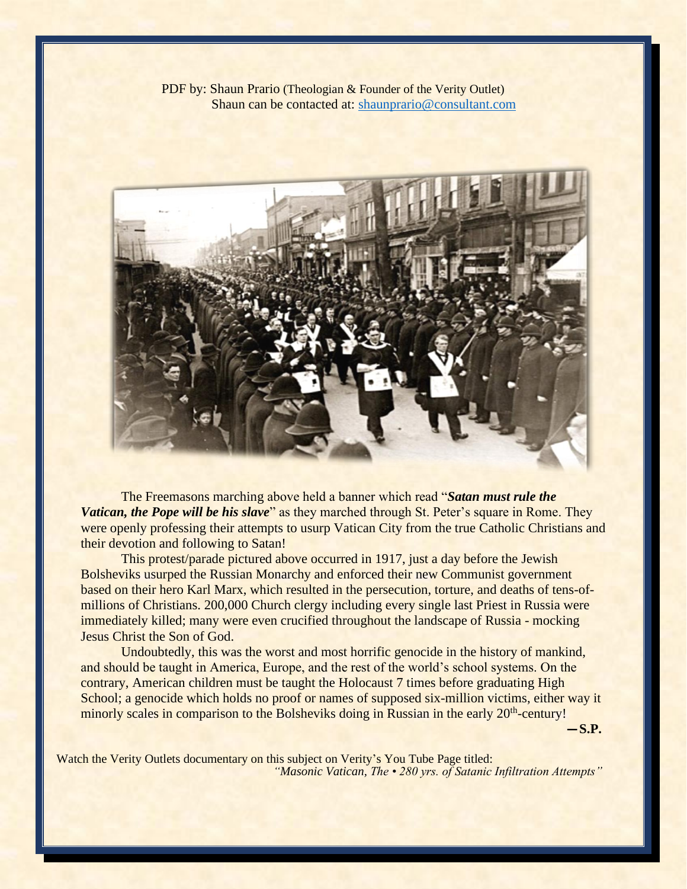PDF by: Shaun Prario (Theologian & Founder of the Verity Outlet)
Shaun can be contacted at: shaunprario@consultant.com

The Freemasons marching above held a banner which read "***Satan must rule the Vatican, the Pope will be his slave***" as they marched through St. Peter's square in Rome. They were openly professing their attempts to usurp Vatican City from the true Catholic Christians and their devotion and following to Satan!

This protest/parade pictured above occurred in 1917, just a day before the Jewish Bolsheviks usurped the Russian Monarchy and enforced their new Communist government based on their hero Karl Marx, which resulted in the persecution, torture, and deaths of tens-of-millions of Christians. 200,000 Church clergy including every single last Priest in Russia were immediately killed; many were even crucified throughout the landscape of Russia - mocking Jesus Christ the Son of God.

Undoubtedly, this was the worst and most horrific genocide in the history of mankind, and should be taught in America, Europe, and the rest of the world's school systems. On the contrary, American children must be taught the Holocaust 7 times before graduating High School; a genocide which holds no proof or names of supposed six-million victims, either way it minorly scales in comparison to the Bolsheviks doing in Russian in the early 20th-century!

**—S.P.**

Watch the Verity Outlets documentary on this subject on Verity's You Tube Page titled:
*"Masonic Vatican, The • 280 yrs. of Satanic Infiltration Attempts"*